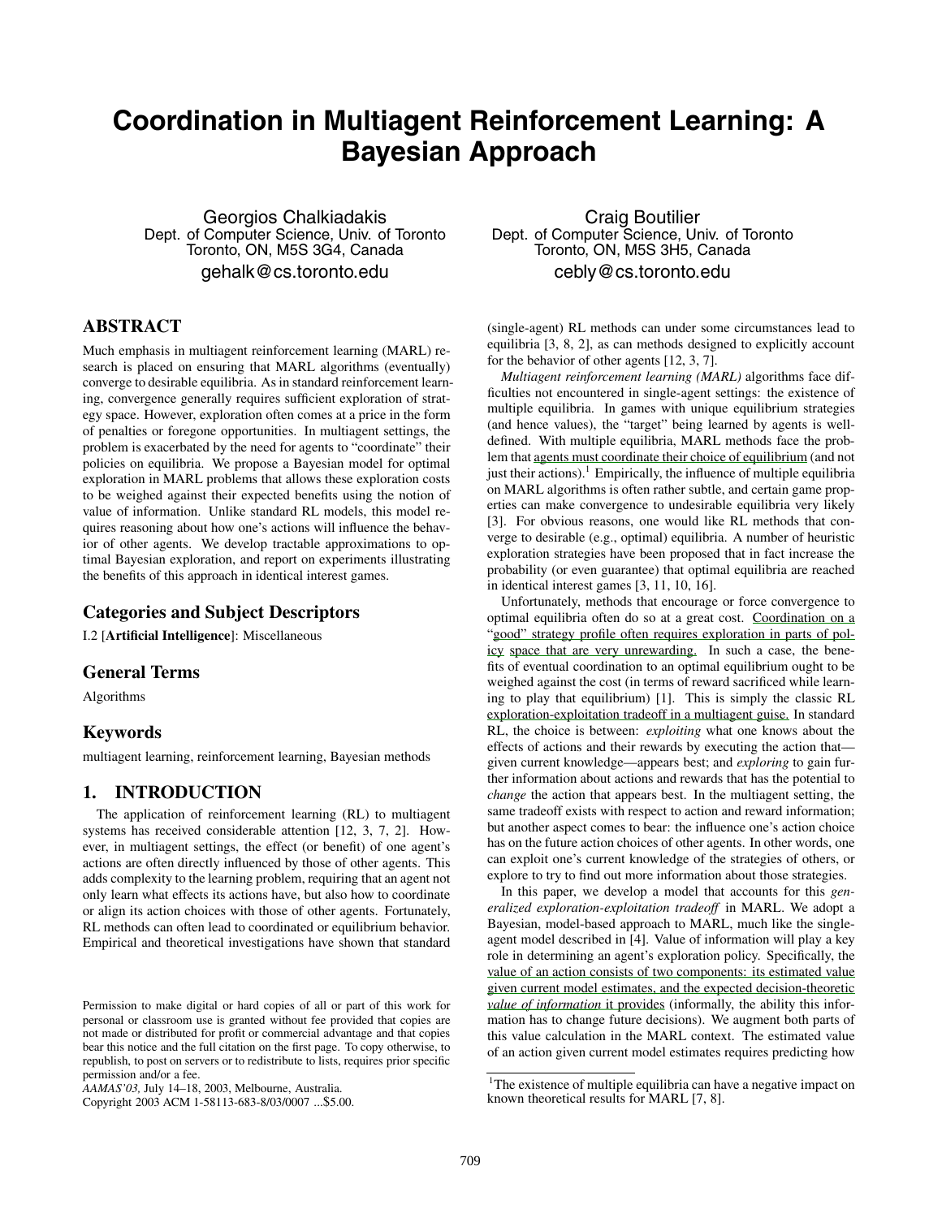# Coordination in Multiagent Reinforcement Learning: A Bayesian Approach

Georgios Chalkiadakis
Dept. of Computer Science, Univ. of Toronto
Toronto, ON, M5S 3G4, Canada
gehalk@cs.toronto.edu

Craig Boutilier
Dept. of Computer Science, Univ. of Toronto
Toronto, ON, M5S 3H5, Canada
cebly@cs.toronto.edu

## ABSTRACT

Much emphasis in multiagent reinforcement learning (MARL) research is placed on ensuring that MARL algorithms (eventually) converge to desirable equilibria. As in standard reinforcement learning, convergence generally requires sufficient exploration of strategy space. However, exploration often comes at a price in the form of penalties or foregone opportunities. In multiagent settings, the problem is exacerbated by the need for agents to "coordinate" their policies on equilibria. We propose a Bayesian model for optimal exploration in MARL problems that allows these exploration costs to be weighed against their expected benefits using the notion of value of information. Unlike standard RL models, this model requires reasoning about how one's actions will influence the behavior of other agents. We develop tractable approximations to optimal Bayesian exploration, and report on experiments illustrating the benefits of this approach in identical interest games.

### Categories and Subject Descriptors

I.2 [**Artificial Intelligence**]: Miscellaneous

### General Terms

Algorithms

### Keywords

multiagent learning, reinforcement learning, Bayesian methods

## 1. INTRODUCTION

The application of reinforcement learning (RL) to multiagent systems has received considerable attention [12, 3, 7, 2]. However, in multiagent settings, the effect (or benefit) of one agent's actions are often directly influenced by those of other agents. This adds complexity to the learning problem, requiring that an agent not only learn what effects its actions have, but also how to coordinate or align its action choices with those of other agents. Fortunately, RL methods can often lead to coordinated or equilibrium behavior. Empirical and theoretical investigations have shown that standard (single-agent) RL methods can under some circumstances lead to equilibria [3, 8, 2], as can methods designed to explicitly account for the behavior of other agents [12, 3, 7].

*Multiagent reinforcement learning (MARL)* algorithms face difficulties not encountered in single-agent settings: the existence of multiple equilibria. In games with unique equilibrium strategies (and hence values), the "target" being learned by agents is well-defined. With multiple equilibria, MARL methods face the problem that agents must coordinate their choice of equilibrium (and not just their actions).[1] Empirically, the influence of multiple equilibria on MARL algorithms is often rather subtle, and certain game properties can make convergence to undesirable equilibria very likely [3]. For obvious reasons, one would like RL methods that converge to desirable (e.g., optimal) equilibria. A number of heuristic exploration strategies have been proposed that in fact increase the probability (or even guarantee) that optimal equilibria are reached in identical interest games [3, 11, 10, 16].

Unfortunately, methods that encourage or force convergence to optimal equilibria often do so at a great cost. Coordination on a "good" strategy profile often requires exploration in parts of policy space that are very unrewarding. In such a case, the benefits of eventual coordination to an optimal equilibrium ought to be weighed against the cost (in terms of reward sacrificed while learning to play that equilibrium) [1]. This is simply the classic RL exploration-exploitation tradeoff in a multiagent guise. In standard RL, the choice is between: *exploiting* what one knows about the effects of actions and their rewards by executing the action that—given current knowledge—appears best; and *exploring* to gain further information about actions and rewards that has the potential to *change* the action that appears best. In the multiagent setting, the same tradeoff exists with respect to action and reward information; but another aspect comes to bear: the influence one's action choice has on the future action choices of other agents. In other words, one can exploit one's current knowledge of the strategies of others, or explore to try to find out more information about those strategies.

In this paper, we develop a model that accounts for this *generalized exploration-exploitation tradeoff* in MARL. We adopt a Bayesian, model-based approach to MARL, much like the single-agent model described in [4]. Value of information will play a key role in determining an agent's exploration policy. Specifically, the value of an action consists of two components: its estimated value given current model estimates, and the expected decision-theoretic *value of information* it provides (informally, the ability this information has to change future decisions). We augment both parts of this value calculation in the MARL context. The estimated value of an action given current model estimates requires predicting how

[1] The existence of multiple equilibria can have a negative impact on known theoretical results for MARL [7, 8].

Permission to make digital or hard copies of all or part of this work for personal or classroom use is granted without fee provided that copies are not made or distributed for profit or commercial advantage and that copies bear this notice and the full citation on the first page. To copy otherwise, to republish, to post on servers or to redistribute to lists, requires prior specific permission and/or a fee.
*AAMAS'03,* July 14–18, 2003, Melbourne, Australia.
Copyright 2003 ACM 1-58113-683-8/03/0007 ...$5.00.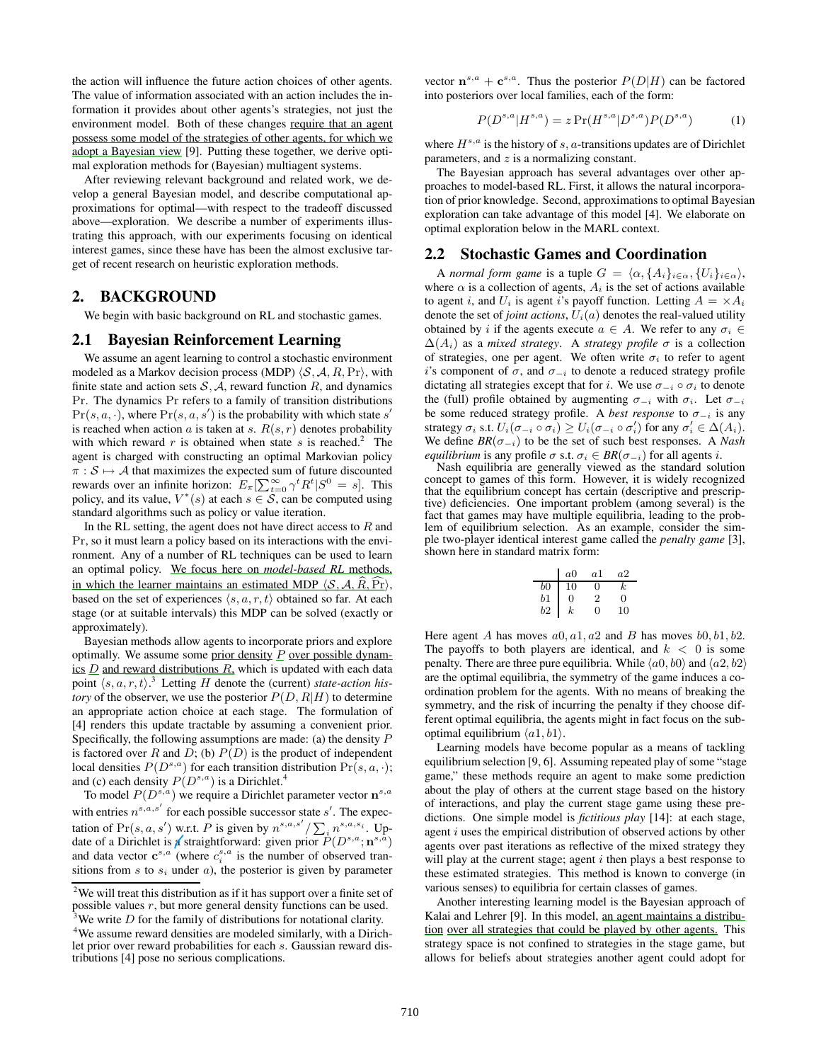the action will influence the future action choices of other agents. The value of information associated with an action includes the information it provides about other agents's strategies, not just the environment model. Both of these changes require that an agent possess some model of the strategies of other agents, for which we adopt a Bayesian view [9]. Putting these together, we derive optimal exploration methods for (Bayesian) multiagent systems.

After reviewing relevant background and related work, we develop a general Bayesian model, and describe computational approximations for optimal—with respect to the tradeoff discussed above—exploration. We describe a number of experiments illustrating this approach, with our experiments focusing on identical interest games, since these have has been the almost exclusive target of recent research on heuristic exploration methods.

## 2. BACKGROUND

We begin with basic background on RL and stochastic games.

### 2.1 Bayesian Reinforcement Learning

We assume an agent learning to control a stochastic environment modeled as a Markov decision process (MDP) $\langle \mathcal{S}, \mathcal{A}, R, \Pr \rangle$, with finite state and action sets $\mathcal{S}, \mathcal{A}$, reward function $R$, and dynamics $\Pr$. The dynamics $\Pr$ refers to a family of transition distributions $\Pr(s, a, \cdot)$, where $\Pr(s, a, s')$ is the probability with which state $s'$ is reached when action $a$ is taken at $s$. $R(s, r)$ denotes probability with which reward $r$ is obtained when state $s$ is reached.[2] The agent is charged with constructing an optimal Markovian policy $\pi : \mathcal{S} \mapsto \mathcal{A}$ that maximizes the expected sum of future discounted rewards over an infinite horizon: $E_\pi[\sum_{t=0}^{\infty} \gamma^t R^t | S^0 = s]$. This policy, and its value, $V^*(s)$ at each $s \in \mathcal{S}$, can be computed using standard algorithms such as policy or value iteration.

In the RL setting, the agent does not have direct access to $R$ and $\Pr$, so it must learn a policy based on its interactions with the environment. Any of a number of RL techniques can be used to learn an optimal policy. We focus here on *model-based RL* methods, in which the learner maintains an estimated MDP $\langle \mathcal{S}, \mathcal{A}, \widehat{R}, \widehat{\Pr} \rangle$, based on the set of experiences $\langle s, a, r, t \rangle$ obtained so far. At each stage (or at suitable intervals) this MDP can be solved (exactly or approximately).

Bayesian methods allow agents to incorporate priors and explore optimally. We assume some prior density $P$ over possible dynamics $D$ and reward distributions $R$, which is updated with each data point $\langle s, a, r, t \rangle$.[3] Letting $H$ denote the (current) *state-action history* of the observer, we use the posterior $P(D, R|H)$ to determine an appropriate action choice at each stage. The formulation of [4] renders this update tractable by assuming a convenient prior. Specifically, the following assumptions are made: (a) the density $P$ is factored over $R$ and $D$; (b) $P(D)$ is the product of independent local densities $P(D^{s,a})$ for each transition distribution $\Pr(s, a, \cdot)$; and (c) each density $P(D^{s,a})$ is a Dirichlet.[4]

To model $P(D^{s,a})$ we require a Dirichlet parameter vector $\mathbf{n}^{s,a}$ with entries $n^{s,a,s'}$ for each possible successor state $s'$. The expectation of $\Pr(s, a, s')$ w.r.t. $P$ is given by $n^{s,a,s'} / \sum_i n^{s,a,s_i}$. Update of a Dirichlet is straightforward: given prior $P(D^{s,a}; \mathbf{n}^{s,a})$ and data vector $\mathbf{c}^{s,a}$ (where $c_i^{s,a}$ is the number of observed transitions from $s$ to $s_i$ under $a$), the posterior is given by parameter vector $\mathbf{n}^{s,a} + \mathbf{c}^{s,a}$. Thus the posterior $P(D|H)$ can be factored into posteriors over local families, each of the form:

$$P(D^{s,a}|H^{s,a}) = z \Pr(H^{s,a}|D^{s,a}) P(D^{s,a}) \tag{1}$$

where $H^{s,a}$ is the history of $s, a$-transitions updates are of Dirichlet parameters, and $z$ is a normalizing constant.

The Bayesian approach has several advantages over other approaches to model-based RL. First, it allows the natural incorporation of prior knowledge. Second, approximations to optimal Bayesian exploration can take advantage of this model [4]. We elaborate on optimal exploration below in the MARL context.

### 2.2 Stochastic Games and Coordination

A *normal form game* is a tuple $G = \langle \alpha, \{A_i\}_{i \in \alpha}, \{U_i\}_{i \in \alpha} \rangle$, where $\alpha$ is a collection of agents, $A_i$ is the set of actions available to agent $i$, and $U_i$ is agent $i$'s payoff function. Letting $A = \times A_i$ denote the set of *joint actions*, $U_i(a)$ denotes the real-valued utility obtained by $i$ if the agents execute $a \in A$. We refer to any $\sigma_i \in \Delta(A_i)$ as a *mixed strategy*. A *strategy profile* $\sigma$ is a collection of strategies, one per agent. We often write $\sigma_i$ to refer to agent $i$'s component of $\sigma$, and $\sigma_{-i}$ to denote a reduced strategy profile dictating all strategies except that for $i$. We use $\sigma_{-i} \circ \sigma_i$ to denote the (full) profile obtained by augmenting $\sigma_{-i}$ with $\sigma_i$. Let $\sigma_{-i}$ be some reduced strategy profile. A *best response* to $\sigma_{-i}$ is any strategy $\sigma_i$ s.t. $U_i(\sigma_{-i} \circ \sigma_i) \geq U_i(\sigma_{-i} \circ \sigma'_i)$ for any $\sigma'_i \in \Delta(A_i)$. We define $BR(\sigma_{-i})$ to be the set of such best responses. A *Nash equilibrium* is any profile $\sigma$ s.t. $\sigma_i \in BR(\sigma_{-i})$ for all agents $i$.

Nash equilibria are generally viewed as the standard solution concept to games of this form. However, it is widely recognized that the equilibrium concept has certain (descriptive and prescriptive) deficiencies. One important problem (among several) is the fact that games may have multiple equilibria, leading to the problem of equilibrium selection. As an example, consider the simple two-player identical interest game called the *penalty game* [3], shown here in standard matrix form:

| | $a0$ | $a1$ | $a2$ |
|---|---|---|---|
| $b0$ | 10 | 0 | $k$ |
| $b1$ | 0 | 2 | 0 |
| $b2$ | $k$ | 0 | 10 |

Here agent $A$ has moves $a0, a1, a2$ and $B$ has moves $b0, b1, b2$. The payoffs to both players are identical, and $k < 0$ is some penalty. There are three pure equilibria. While $\langle a0, b0 \rangle$ and $\langle a2, b2 \rangle$ are the optimal equilibria, the symmetry of the game induces a coordination problem for the agents. With no means of breaking the symmetry, and the risk of incurring the penalty if they choose different optimal equilibria, the agents might in fact focus on the suboptimal equilibrium $\langle a1, b1 \rangle$.

Learning models have become popular as a means of tackling equilibrium selection [9, 6]. Assuming repeated play of some "stage game," these methods require an agent to make some prediction about the play of others at the current stage based on the history of interactions, and play the current stage game using these predictions. One simple model is *fictitious play* [14]: at each stage, agent $i$ uses the empirical distribution of observed actions by other agents over past iterations as reflective of the mixed strategy they will play at the current stage; agent $i$ then plays a best response to these estimated strategies. This method is known to converge (in various senses) to equilibria for certain classes of games.

Another interesting learning model is the Bayesian approach of Kalai and Lehrer [9]. In this model, an agent maintains a distribution over all strategies that could be played by other agents. This strategy space is not confined to strategies in the stage game, but allows for beliefs about strategies another agent could adopt for

---

[2] We will treat this distribution as if it has support over a finite set of possible values $r$, but more general density functions can be used.

[3] We write $D$ for the family of distributions for notational clarity.

[4] We assume reward densities are modeled similarly, with a Dirichlet prior over reward probabilities for each $s$. Gaussian reward distributions [4] pose no serious complications.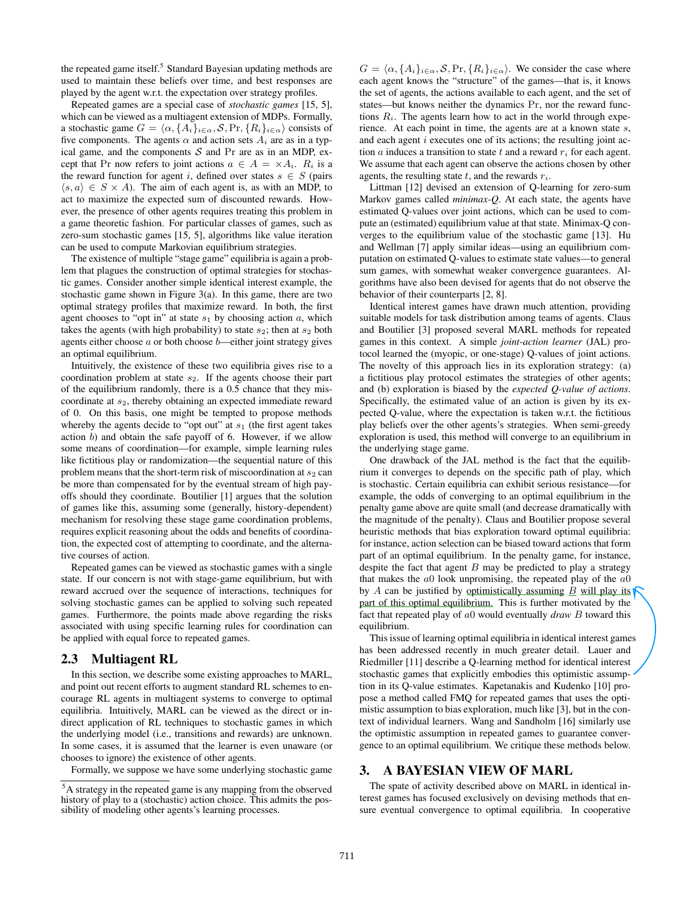the repeated game itself.[5] Standard Bayesian updating methods are used to maintain these beliefs over time, and best responses are played by the agent w.r.t. the expectation over strategy profiles.

Repeated games are a special case of *stochastic games* [15, 5], which can be viewed as a multiagent extension of MDPs. Formally, a stochastic game $G = \langle \alpha, \{A_i\}_{i \in \alpha}, \mathcal{S}, \Pr, \{R_i\}_{i \in \alpha} \rangle$ consists of five components. The agents $\alpha$ and action sets $A_i$ are as in a typical game, and the components $\mathcal{S}$ and $\Pr$ are as in an MDP, except that $\Pr$ now refers to joint actions $a \in A = \times A_i$. $R_i$ is a the reward function for agent $i$, defined over states $s \in S$ (pairs $\langle s, a \rangle \in S \times A$). The aim of each agent is, as with an MDP, to act to maximize the expected sum of discounted rewards. However, the presence of other agents requires treating this problem in a game theoretic fashion. For particular classes of games, such as zero-sum stochastic games [15, 5], algorithms like value iteration can be used to compute Markovian equilibrium strategies.

The existence of multiple "stage game" equilibria is again a problem that plagues the construction of optimal strategies for stochastic games. Consider another simple identical interest example, the stochastic game shown in Figure 3(a). In this game, there are two optimal strategy profiles that maximize reward. In both, the first agent chooses to "opt in" at state $s_1$ by choosing action $a$, which takes the agents (with high probability) to state $s_2$; then at $s_2$ both agents either choose $a$ or both choose $b$—either joint strategy gives an optimal equilibrium.

Intuitively, the existence of these two equilibria gives rise to a coordination problem at state $s_2$. If the agents choose their part of the equilibrium randomly, there is a 0.5 chance that they miscoordinate at $s_2$, thereby obtaining an expected immediate reward of 0. On this basis, one might be tempted to propose methods whereby the agents decide to "opt out" at $s_1$ (the first agent takes action $b$) and obtain the safe payoff of 6. However, if we allow some means of coordination—for example, simple learning rules like fictitious play or randomization—the sequential nature of this problem means that the short-term risk of miscoordination at $s_2$ can be more than compensated for by the eventual stream of high payoffs should they coordinate. Boutilier [1] argues that the solution of games like this, assuming some (generally, history-dependent) mechanism for resolving these stage game coordination problems, requires explicit reasoning about the odds and benefits of coordination, the expected cost of attempting to coordinate, and the alternative courses of action.

Repeated games can be viewed as stochastic games with a single state. If our concern is not with stage-game equilibrium, but with reward accrued over the sequence of interactions, techniques for solving stochastic games can be applied to solving such repeated games. Furthermore, the points made above regarding the risks associated with using specific learning rules for coordination can be applied with equal force to repeated games.

## 2.3 Multiagent RL

In this section, we describe some existing approaches to MARL, and point out recent efforts to augment standard RL schemes to encourage RL agents in multiagent systems to converge to optimal equilibria. Intuitively, MARL can be viewed as the direct or indirect application of RL techniques to stochastic games in which the underlying model (i.e., transitions and rewards) are unknown. In some cases, it is assumed that the learner is even unaware (or chooses to ignore) the existence of other agents.

Formally, we suppose we have some underlying stochastic game $G = \langle \alpha, \{A_i\}_{i \in \alpha}, \mathcal{S}, \Pr, \{R_i\}_{i \in \alpha} \rangle$. We consider the case where each agent knows the "structure" of the games—that is, it knows the set of agents, the actions available to each agent, and the set of states—but knows neither the dynamics $\Pr$, nor the reward functions $R_i$. The agents learn how to act in the world through experience. At each point in time, the agents are at a known state $s$, and each agent $i$ executes one of its actions; the resulting joint action $a$ induces a transition to state $t$ and a reward $r_i$ for each agent. We assume that each agent can observe the actions chosen by other agents, the resulting state $t$, and the rewards $r_i$.

Littman [12] devised an extension of Q-learning for zero-sum Markov games called *minimax-Q*. At each state, the agents have estimated Q-values over joint actions, which can be used to compute an (estimated) equilibrium value at that state. Minimax-Q converges to the equilibrium value of the stochastic game [13]. Hu and Wellman [7] apply similar ideas—using an equilibrium computation on estimated Q-values to estimate state values—to general sum games, with somewhat weaker convergence guarantees. Algorithms have also been devised for agents that do not observe the behavior of their counterparts [2, 8].

Identical interest games have drawn much attention, providing suitable models for task distribution among teams of agents. Claus and Boutilier [3] proposed several MARL methods for repeated games in this context. A simple *joint-action learner* (JAL) protocol learned the (myopic, or one-stage) Q-values of joint actions. The novelty of this approach lies in its exploration strategy: (a) a fictitious play protocol estimates the strategies of other agents; and (b) exploration is biased by the *expected Q-value of actions*. Specifically, the estimated value of an action is given by its expected Q-value, where the expectation is taken w.r.t. the fictitious play beliefs over the other agents's strategies. When semi-greedy exploration is used, this method will converge to an equilibrium in the underlying stage game.

One drawback of the JAL method is the fact that the equilibrium it converges to depends on the specific path of play, which is stochastic. Certain equilibria can exhibit serious resistance—for example, the odds of converging to an optimal equilibrium in the penalty game above are quite small (and decrease dramatically with the magnitude of the penalty). Claus and Boutilier propose several heuristic methods that bias exploration toward optimal equilibria: for instance, action selection can be biased toward actions that form part of an optimal equilibrium. In the penalty game, for instance, despite the fact that agent $B$ may be predicted to play a strategy that makes the $a0$ look unpromising, the repeated play of the $a0$ by $A$ can be justified by optimistically assuming $B$ will play its part of this optimal equilibrium. This is further motivated by the fact that repeated play of $a0$ would eventually *draw* $B$ toward this equilibrium.

This issue of learning optimal equilibria in identical interest games has been addressed recently in much greater detail. Lauer and Riedmiller [11] describe a Q-learning method for identical interest stochastic games that explicitly embodies this optimistic assumption in its Q-value estimates. Kapetanakis and Kudenko [10] propose a method called FMQ for repeated games that uses the optimistic assumption to bias exploration, much like [3], but in the context of individual learners. Wang and Sandholm [16] similarly use the optimistic assumption in repeated games to guarantee convergence to an optimal equilibrium. We critique these methods below.

# 3. A BAYESIAN VIEW OF MARL

The spate of activity described above on MARL in identical interest games has focused exclusively on devising methods that ensure eventual convergence to optimal equilibria. In cooperative

---

[5] A strategy in the repeated game is any mapping from the observed history of play to a (stochastic) action choice. This admits the possibility of modeling other agents's learning processes.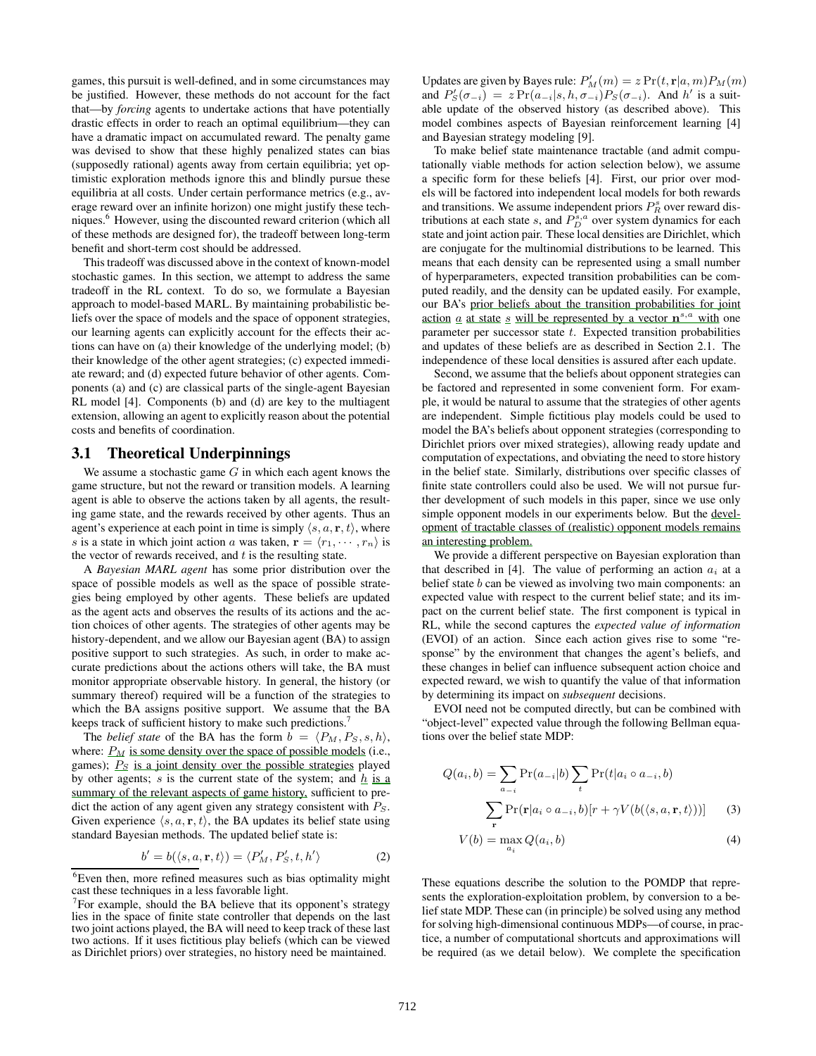games, this pursuit is well-defined, and in some circumstances may be justified. However, these methods do not account for the fact that—by *forcing* agents to undertake actions that have potentially drastic effects in order to reach an optimal equilibrium—they can have a dramatic impact on accumulated reward. The penalty game was devised to show that these highly penalized states can bias (supposedly rational) agents away from certain equilibria; yet optimistic exploration methods ignore this and blindly pursue these equilibria at all costs. Under certain performance metrics (e.g., average reward over an infinite horizon) one might justify these techniques.[6] However, using the discounted reward criterion (which all of these methods are designed for), the tradeoff between long-term benefit and short-term cost should be addressed.

This tradeoff was discussed above in the context of known-model stochastic games. In this section, we attempt to address the same tradeoff in the RL context. To do so, we formulate a Bayesian approach to model-based MARL. By maintaining probabilistic beliefs over the space of models and the space of opponent strategies, our learning agents can explicitly account for the effects their actions can have on (a) their knowledge of the underlying model; (b) their knowledge of the other agent strategies; (c) expected immediate reward; and (d) expected future behavior of other agents. Components (a) and (c) are classical parts of the single-agent Bayesian RL model [4]. Components (b) and (d) are key to the multiagent extension, allowing an agent to explicitly reason about the potential costs and benefits of coordination.

## 3.1 Theoretical Underpinnings

We assume a stochastic game $G$ in which each agent knows the game structure, but not the reward or transition models. A learning agent is able to observe the actions taken by all agents, the resulting game state, and the rewards received by other agents. Thus an agent's experience at each point in time is simply $\langle s, a, \mathbf{r}, t \rangle$, where $s$ is a state in which joint action $a$ was taken, $\mathbf{r} = \langle r_1, \cdots, r_n \rangle$ is the vector of rewards received, and $t$ is the resulting state.

A *Bayesian MARL agent* has some prior distribution over the space of possible models as well as the space of possible strategies being employed by other agents. These beliefs are updated as the agent acts and observes the results of its actions and the action choices of other agents. The strategies of other agents may be history-dependent, and we allow our Bayesian agent (BA) to assign positive support to such strategies. As such, in order to make accurate predictions about the actions others will take, the BA must monitor appropriate observable history. In general, the history (or summary thereof) required will be a function of the strategies to which the BA assigns positive support. We assume that the BA keeps track of sufficient history to make such predictions.[7]

The *belief state* of the BA has the form $b = \langle P_M, P_S, s, h \rangle$, where: $P_M$ is some density over the space of possible models (i.e., games); $P_S$ is a joint density over the possible strategies played by other agents; $s$ is the current state of the system; and $h$ is a summary of the relevant aspects of game history, sufficient to predict the action of any agent given any strategy consistent with $P_S$. Given experience $\langle s, a, \mathbf{r}, t \rangle$, the BA updates its belief state using standard Bayesian methods. The updated belief state is:

$$b' = b(\langle s, a, \mathbf{r}, t \rangle) = \langle P'_M, P'_S, t, h' \rangle \tag{2}$$

Updates are given by Bayes rule: $P'_M(m) = z \Pr(t, \mathbf{r}|a, m) P_M(m)$ and $P'_S(\sigma_{-i}) = z \Pr(a_{-i}|s, h, \sigma_{-i}) P_S(\sigma_{-i})$. And $h'$ is a suitable update of the observed history (as described above). This model combines aspects of Bayesian reinforcement learning [4] and Bayesian strategy modeling [9].

To make belief state maintenance tractable (and admit computationally viable methods for action selection below), we assume a specific form for these beliefs [4]. First, our prior over models will be factored into independent local models for both rewards and transitions. We assume independent priors $P^s_R$ over reward distributions at each state $s$, and $P^{s,a}_D$ over system dynamics for each state and joint action pair. These local densities are Dirichlet, which are conjugate for the multinomial distributions to be learned. This means that each density can be represented using a small number of hyperparameters, expected transition probabilities can be computed readily, and the density can be updated easily. For example, our BA's prior beliefs about the transition probabilities for joint action $a$ at state $s$ will be represented by a vector $\mathbf{n}^{s,a}$ with one parameter per successor state $t$. Expected transition probabilities and updates of these beliefs are as described in Section 2.1. The independence of these local densities is assured after each update.

Second, we assume that the beliefs about opponent strategies can be factored and represented in some convenient form. For example, it would be natural to assume that the strategies of other agents are independent. Simple fictitious play models could be used to model the BA's beliefs about opponent strategies (corresponding to Dirichlet priors over mixed strategies), allowing ready update and computation of expectations, and obviating the need to store history in the belief state. Similarly, distributions over specific classes of finite state controllers could also be used. We will not pursue further development of such models in this paper, since we use only simple opponent models in our experiments below. But the development of tractable classes of (realistic) opponent models remains an interesting problem.

We provide a different perspective on Bayesian exploration than that described in [4]. The value of performing an action $a_i$ at a belief state $b$ can be viewed as involving two main components: an expected value with respect to the current belief state; and its impact on the current belief state. The first component is typical in RL, while the second captures the *expected value of information* (EVOI) of an action. Since each action gives rise to some "response" by the environment that changes the agent's beliefs, and these changes in belief can influence subsequent action choice and expected reward, we wish to quantify the value of that information by determining its impact on *subsequent* decisions.

EVOI need not be computed directly, but can be combined with "object-level" expected value through the following Bellman equations over the belief state MDP:

$$Q(a_i, b) = \sum_{a_{-i}} \Pr(a_{-i}|b) \sum_t \Pr(t|a_i \circ a_{-i}, b) \sum_{\mathbf{r}} \Pr(\mathbf{r}|a_i \circ a_{-i}, b)[r + \gamma V(b(\langle s, a, \mathbf{r}, t \rangle))] \tag{3}$$

$$V(b) = \max_{a_i} Q(a_i, b) \tag{4}$$

These equations describe the solution to the POMDP that represents the exploration-exploitation problem, by conversion to a belief state MDP. These can (in principle) be solved using any method for solving high-dimensional continuous MDPs—of course, in practice, a number of computational shortcuts and approximations will be required (as we detail below). We complete the specification

[6] Even then, more refined measures such as bias optimality might cast these techniques in a less favorable light.

[7] For example, should the BA believe that its opponent's strategy lies in the space of finite state controller that depends on the last two joint actions played, the BA will need to keep track of these last two actions. If it uses fictitious play beliefs (which can be viewed as Dirichlet priors) over strategies, no history need be maintained.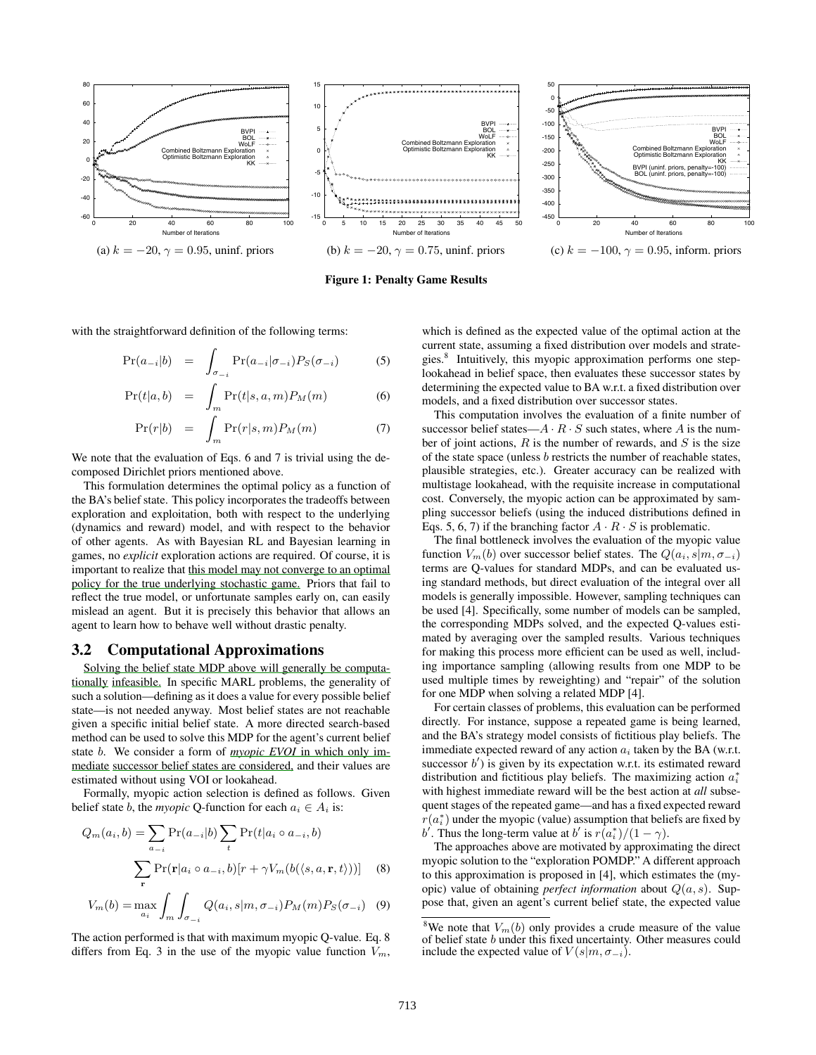(a) $k = -20$, $\gamma = 0.95$, uninf. priors

(b) $k = -20$, $\gamma = 0.75$, uninf. priors

(c) $k = -100$, $\gamma = 0.95$, inform. priors

**Figure 1: Penalty Game Results**

with the straightforward definition of the following terms:

$$\Pr(a_{-i}|b) = \int_{\sigma_{-i}} \Pr(a_{-i}|\sigma_{-i}) P_S(\sigma_{-i}) \quad (5)$$

$$\Pr(t|a,b) = \int_m \Pr(t|s,a,m) P_M(m) \quad (6)$$

$$\Pr(r|b) = \int_m \Pr(r|s,m) P_M(m) \quad (7)$$

We note that the evaluation of Eqs. 6 and 7 is trivial using the decomposed Dirichlet priors mentioned above.

This formulation determines the optimal policy as a function of the BA's belief state. This policy incorporates the tradeoffs between exploration and exploitation, both with respect to the underlying (dynamics and reward) model, and with respect to the behavior of other agents. As with Bayesian RL and Bayesian learning in games, no *explicit* exploration actions are required. Of course, it is important to realize that this model may not converge to an optimal policy for the true underlying stochastic game. Priors that fail to reflect the true model, or unfortunate samples early on, can easily mislead an agent. But it is precisely this behavior that allows an agent to learn how to behave well without drastic penalty.

## 3.2 Computational Approximations

Solving the belief state MDP above will generally be computationally infeasible. In specific MARL problems, the generality of such a solution—defining as it does a value for every possible belief state—is not needed anyway. Most belief states are not reachable given a specific initial belief state. A more directed search-based method can be used to solve this MDP for the agent's current belief state $b$. We consider a form of *myopic EVOI* in which only immediate successor belief states are considered, and their values are estimated without using VOI or lookahead.

Formally, myopic action selection is defined as follows. Given belief state $b$, the *myopic* Q-function for each $a_i \in A_i$ is:

$$Q_m(a_i, b) = \sum_{a_{-i}} \Pr(a_{-i}|b) \sum_t \Pr(t|a_i \circ a_{-i}, b)$$
$$\sum_{\mathbf{r}} \Pr(\mathbf{r}|a_i \circ a_{-i}, b)[r + \gamma V_m(b(\langle s, a, \mathbf{r}, t \rangle))] \quad (8)$$

$$V_m(b) = \max_{a_i} \int_m \int_{\sigma_{-i}} Q(a_i, s|m, \sigma_{-i}) P_M(m) P_S(\sigma_{-i}) \quad (9)$$

The action performed is that with maximum myopic Q-value. Eq. 8 differs from Eq. 3 in the use of the myopic value function $V_m$, which is defined as the expected value of the optimal action at the current state, assuming a fixed distribution over models and strategies.[8] Intuitively, this myopic approximation performs one step-lookahead in belief space, then evaluates these successor states by determining the expected value to BA w.r.t. a fixed distribution over models, and a fixed distribution over successor states.

This computation involves the evaluation of a finite number of successor belief states—$A \cdot R \cdot S$ such states, where $A$ is the number of joint actions, $R$ is the number of rewards, and $S$ is the size of the state space (unless $b$ restricts the number of reachable states, plausible strategies, etc.). Greater accuracy can be realized with multistage lookahead, with the requisite increase in computational cost. Conversely, the myopic action can be approximated by sampling successor beliefs (using the induced distributions defined in Eqs. 5, 6, 7) if the branching factor $A \cdot R \cdot S$ is problematic.

The final bottleneck involves the evaluation of the myopic value function $V_m(b)$ over successor belief states. The $Q(a_i, s|m, \sigma_{-i})$ terms are Q-values for standard MDPs, and can be evaluated using standard methods, but direct evaluation of the integral over all models is generally impossible. However, sampling techniques can be used [4]. Specifically, some number of models can be sampled, the corresponding MDPs solved, and the expected Q-values estimated by averaging over the sampled results. Various techniques for making this process more efficient can be used as well, including importance sampling (allowing results from one MDP to be used multiple times by reweighting) and "repair" of the solution for one MDP when solving a related MDP [4].

For certain classes of problems, this evaluation can be performed directly. For instance, suppose a repeated game is being learned, and the BA's strategy model consists of fictitious play beliefs. The immediate expected reward of any action $a_i$ taken by the BA (w.r.t. successor $b'$) is given by its expectation w.r.t. its estimated reward distribution and fictitious play beliefs. The maximizing action $a_i^*$ with highest immediate reward will be the best action at *all* subsequent stages of the repeated game—and has a fixed expected reward $r(a_i^*)$ under the myopic (value) assumption that beliefs are fixed by $b'$. Thus the long-term value at $b'$ is $r(a_i^*)/(1-\gamma)$.

The approaches above are motivated by approximating the direct myopic solution to the "exploration POMDP." A different approach to this approximation is proposed in [4], which estimates the (myopic) value of obtaining *perfect information* about $Q(a, s)$. Suppose that, given an agent's current belief state, the expected value

[8] We note that $V_m(b)$ only provides a crude measure of the value of belief state $b$ under this fixed uncertainty. Other measures could include the expected value of $V(s|m, \sigma_{-i})$.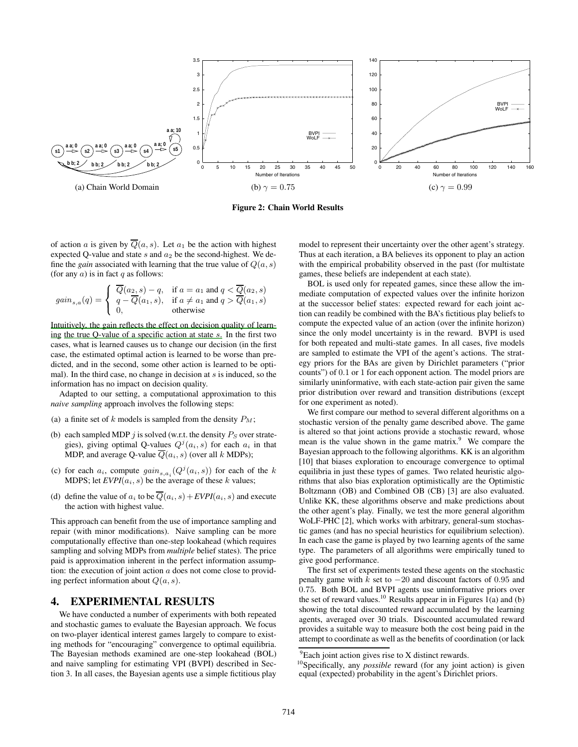(a) Chain World Domain

(b) $\gamma = 0.75$

(c) $\gamma = 0.99$

**Figure 2: Chain World Results**

of action $a$ is given by $\overline{Q}(a, s)$. Let $a_1$ be the action with highest expected Q-value and state $s$ and $a_2$ be the second-highest. We define the *gain* associated with learning that the true value of $Q(a, s)$ (for any $a$) is in fact $q$ as follows:

$$gain_{s,a}(q) = \begin{cases} \overline{Q}(a_2, s) - q, & \text{if } a = a_1 \text{ and } q < \overline{Q}(a_2, s) \\ q - \overline{Q}(a_1, s), & \text{if } a \neq a_1 \text{ and } q > \overline{Q}(a_1, s) \\ 0, & \text{otherwise} \end{cases}$$

Intuitively, the gain reflects the effect on decision quality of learning the true Q-value of a specific action at state $s$. In the first two cases, what is learned causes us to change our decision (in the first case, the estimated optimal action is learned to be worse than predicted, and in the second, some other action is learned to be optimal). In the third case, no change in decision at $s$ is induced, so the information has no impact on decision quality.

Adapted to our setting, a computational approximation to this *naive sampling* approach involves the following steps:

(a) a finite set of $k$ models is sampled from the density $P_M$;

(b) each sampled MDP $j$ is solved (w.r.t. the density $P_S$ over strategies), giving optimal Q-values $Q^j(a_i, s)$ for each $a_i$ in that MDP, and average Q-value $\overline{Q}(a_i, s)$ (over all $k$ MDPs);

(c) for each $a_i$, compute $gain_{s,a_i}(Q^j(a_i, s))$ for each of the $k$ MDPS; let $EVPI(a_i, s)$ be the average of these $k$ values;

(d) define the value of $a_i$ to be $\overline{Q}(a_i, s) + EVPI(a_i, s)$ and execute the action with highest value.

This approach can benefit from the use of importance sampling and repair (with minor modifications). Naive sampling can be more computationally effective than one-step lookahead (which requires sampling and solving MDPs from *multiple* belief states). The price paid is approximation inherent in the perfect information assumption: the execution of joint action $a$ does not come close to providing perfect information about $Q(a, s)$.

## 4. EXPERIMENTAL RESULTS

We have conducted a number of experiments with both repeated and stochastic games to evaluate the Bayesian approach. We focus on two-player identical interest games largely to compare to existing methods for "encouraging" convergence to optimal equilibria. The Bayesian methods examined are one-step lookahead (BOL) and naive sampling for estimating VPI (BVPI) described in Section 3. In all cases, the Bayesian agents use a simple fictitious play model to represent their uncertainty over the other agent's strategy. Thus at each iteration, a BA believes its opponent to play an action with the empirical probability observed in the past (for multistate games, these beliefs are independent at each state).

BOL is used only for repeated games, since these allow the immediate computation of expected values over the infinite horizon at the successor belief states: expected reward for each joint action can readily be combined with the BA's fictitious play beliefs to compute the expected value of an action (over the infinite horizon) since the only model uncertainty is in the reward. BVPI is used for both repeated and multi-state games. In all cases, five models are sampled to estimate the VPI of the agent's actions. The strategy priors for the BAs are given by Dirichlet parameters ("prior counts") of 0.1 or 1 for each opponent action. The model priors are similarly uninformative, with each state-action pair given the same prior distribution over reward and transition distributions (except for one experiment as noted).

We first compare our method to several different algorithms on a stochastic version of the penalty game described above. The game is altered so that joint actions provide a stochastic reward, whose mean is the value shown in the game matrix.[9] We compare the Bayesian approach to the following algorithms. KK is an algorithm [10] that biases exploration to encourage convergence to optimal equilibria in just these types of games. Two related heuristic algorithms that also bias exploration optimistically are the Optimistic Boltzmann (OB) and Combined OB (CB) [3] are also evaluated. Unlike KK, these algorithms observe and make predictions about the other agent's play. Finally, we test the more general algorithm WoLF-PHC [2], which works with arbitrary, general-sum stochastic games (and has no special heuristics for equilibrium selection). In each case the game is played by two learning agents of the same type. The parameters of all algorithms were empirically tuned to give good performance.

The first set of experiments tested these agents on the stochastic penalty game with $k$ set to $-20$ and discount factors of 0.95 and 0.75. Both BOL and BVPI agents use uninformative priors over the set of reward values.[10] Results appear in in Figures 1(a) and (b) showing the total discounted reward accumulated by the learning agents, averaged over 30 trials. Discounted accumulated reward provides a suitable way to measure both the cost being paid in the attempt to coordinate as well as the benefits of coordination (or lack

[9] Each joint action gives rise to X distinct rewards.

[10] Specifically, any *possible* reward (for any joint action) is given equal (expected) probability in the agent's Dirichlet priors.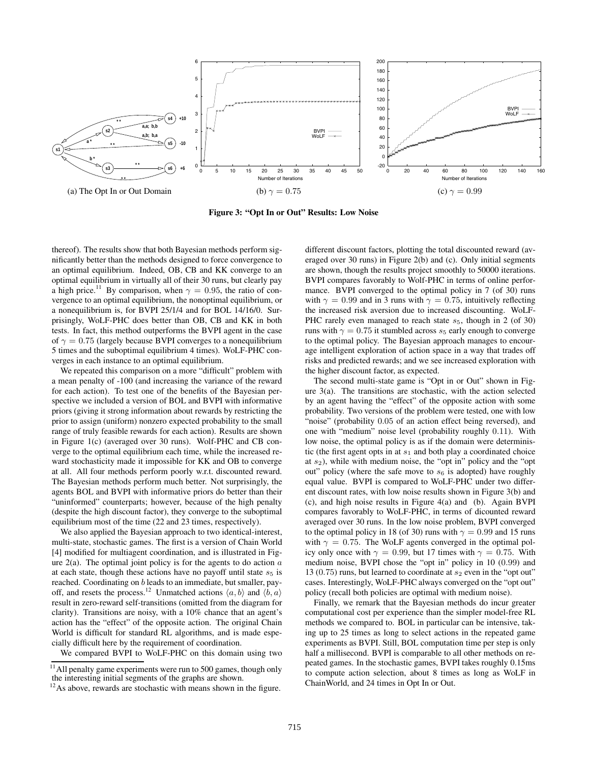Figure 3: "Opt In or Out" Results: Low Noise

(a) The Opt In or Out Domain

(b) $\gamma = 0.75$

(c) $\gamma = 0.99$

thereof). The results show that both Bayesian methods perform significantly better than the methods designed to force convergence to an optimal equilibrium. Indeed, OB, CB and KK converge to an optimal equilibrium in virtually all of their 30 runs, but clearly pay a high price.[11] By comparison, when $\gamma = 0.95$, the ratio of convergence to an optimal equilibrium, the nonoptimal equilibrium, or a nonequilibrium is, for BVPI 25/1/4 and for BOL 14/16/0. Surprisingly, WoLF-PHC does better than OB, CB and KK in both tests. In fact, this method outperforms the BVPI agent in the case of $\gamma = 0.75$ (largely because BVPI converges to a nonequilibrium 5 times and the suboptimal equilibrium 4 times). WoLF-PHC converges in each instance to an optimal equilibrium.

We repeated this comparison on a more "difficult" problem with a mean penalty of -100 (and increasing the variance of the reward for each action). To test one of the benefits of the Bayesian perspective we included a version of BOL and BVPI with informative priors (giving it strong information about rewards by restricting the prior to assign (uniform) nonzero expected probability to the small range of truly feasible rewards for each action). Results are shown in Figure 1(c) (averaged over 30 runs). Wolf-PHC and CB converge to the optimal equilibrium each time, while the increased reward stochasticity made it impossible for KK and OB to converge at all. All four methods perform poorly w.r.t. discounted reward. The Bayesian methods perform much better. Not surprisingly, the agents BOL and BVPI with informative priors do better than their "uninformed" counterparts; however, because of the high penalty (despite the high discount factor), they converge to the suboptimal equilibrium most of the time (22 and 23 times, respectively).

We also applied the Bayesian approach to two identical-interest, multi-state, stochastic games. The first is a version of Chain World [4] modified for multiagent coordination, and is illustrated in Figure 2(a). The optimal joint policy is for the agents to do action $a$ at each state, though these actions have no payoff until state $s_5$ is reached. Coordinating on $b$ leads to an immediate, but smaller, payoff, and resets the process.[12] Unmatched actions $\langle a, b\rangle$ and $\langle b, a\rangle$ result in zero-reward self-transitions (omitted from the diagram for clarity). Transitions are noisy, with a 10% chance that an agent's action has the "effect" of the opposite action. The original Chain World is difficult for standard RL algorithms, and is made especially difficult here by the requirement of coordination.

We compared BVPI to WoLF-PHC on this domain using two different discount factors, plotting the total discounted reward (averaged over 30 runs) in Figure 2(b) and (c). Only initial segments are shown, though the results project smoothly to 50000 iterations. BVPI compares favorably to Wolf-PHC in terms of online performance. BVPI converged to the optimal policy in 7 (of 30) runs with $\gamma = 0.99$ and in 3 runs with $\gamma = 0.75$, intuitively reflecting the increased risk aversion due to increased discounting. WoLF-PHC rarely even managed to reach state $s_5$, though in 2 (of 30) runs with $\gamma = 0.75$ it stumbled across $s_5$ early enough to converge to the optimal policy. The Bayesian approach manages to encourage intelligent exploration of action space in a way that trades off risks and predicted rewards; and we see increased exploration with the higher discount factor, as expected.

The second multi-state game is "Opt in or Out" shown in Figure 3(a). The transitions are stochastic, with the action selected by an agent having the "effect" of the opposite action with some probability. Two versions of the problem were tested, one with low "noise" (probability 0.05 of an action effect being reversed), and one with "medium" noise level (probability roughly 0.11). With low noise, the optimal policy is as if the domain were deterministic (the first agent opts in at $s_1$ and both play a coordinated choice at $s_2$), while with medium noise, the "opt in" policy and the "opt out" policy (where the safe move to $s_6$ is adopted) have roughly equal value. BVPI is compared to WoLF-PHC under two different discount rates, with low noise results shown in Figure 3(b) and (c), and high noise results in Figure 4(a) and (b). Again BVPI compares favorably to WoLF-PHC, in terms of dicounted reward averaged over 30 runs. In the low noise problem, BVPI converged to the optimal policy in 18 (of 30) runs with $\gamma = 0.99$ and 15 runs with $\gamma = 0.75$. The WoLF agents converged in the optimal policy only once with $\gamma = 0.99$, but 17 times with $\gamma = 0.75$. With medium noise, BVPI chose the "opt in" policy in 10 (0.99) and 13 (0.75) runs, but learned to coordinate at $s_2$ even in the "opt out" cases. Interestingly, WoLF-PHC always converged on the "opt out" policy (recall both policies are optimal with medium noise).

Finally, we remark that the Bayesian methods do incur greater computational cost per experience than the simpler model-free RL methods we compared to. BOL in particular can be intensive, taking up to 25 times as long to select actions in the repeated game experiments as BVPI. Still, BOL computation time per step is only half a millisecond. BVPI is comparable to all other methods on repeated games. In the stochastic games, BVPI takes roughly 0.15ms to compute action selection, about 8 times as long as WoLF in ChainWorld, and 24 times in Opt In or Out.

[11] All penalty game experiments were run to 500 games, though only the interesting initial segments of the graphs are shown.

[12] As above, rewards are stochastic with means shown in the figure.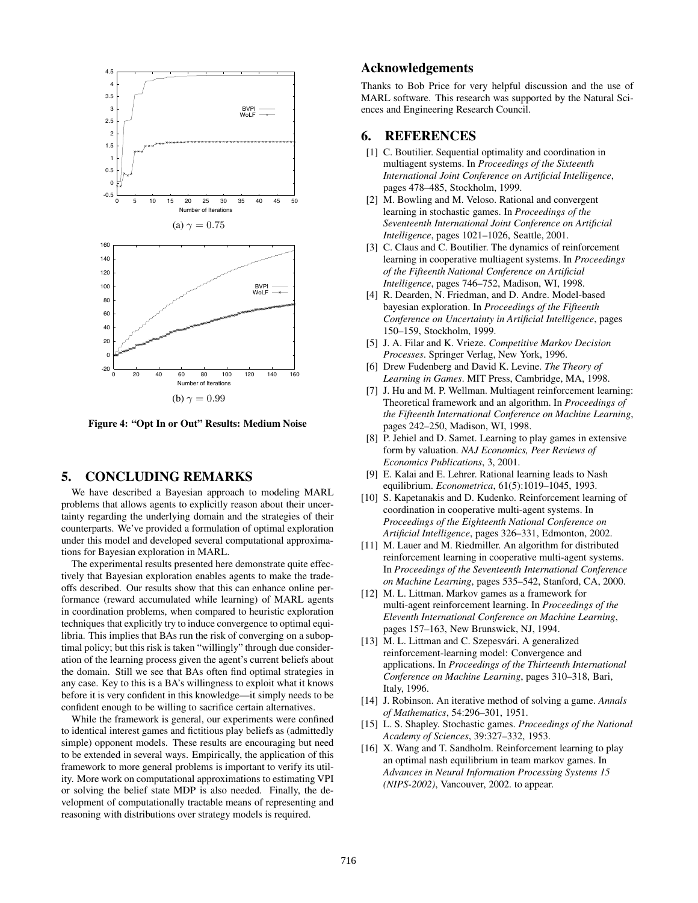4.5
4
3.5
3
2.5
2
1.5
1
0.5
0
-0.5

0 5 10 15 20 25 30 35 40 45 50

Number of Iterations

BVPI
WoLF

(a) $\gamma = 0.75$

160
140
120
100
80
60
40
20
0
-20

0 20 40 60 80 100 120 140 160

Number of Iterations

BVPI
WoLF

(b) $\gamma = 0.99$

**Figure 4: "Opt In or Out" Results: Medium Noise**

## 5. CONCLUDING REMARKS

We have described a Bayesian approach to modeling MARL problems that allows agents to explicitly reason about their uncertainty regarding the underlying domain and the strategies of their counterparts. We've provided a formulation of optimal exploration under this model and developed several computational approximations for Bayesian exploration in MARL.

The experimental results presented here demonstrate quite effectively that Bayesian exploration enables agents to make the tradeoffs described. Our results show that this can enhance online performance (reward accumulated while learning) of MARL agents in coordination problems, when compared to heuristic exploration techniques that explicitly try to induce convergence to optimal equilibria. This implies that BAs run the risk of converging on a suboptimal policy; but this risk is taken "willingly" through due consideration of the learning process given the agent's current beliefs about the domain. Still we see that BAs often find optimal strategies in any case. Key to this is a BA's willingness to exploit what it knows before it is very confident in this knowledge—it simply needs to be confident enough to be willing to sacrifice certain alternatives.

While the framework is general, our experiments were confined to identical interest games and fictitious play beliefs as (admittedly simple) opponent models. These results are encouraging but need to be extended in several ways. Empirically, the application of this framework to more general problems is important to verify its utility. More work on computational approximations to estimating VPI or solving the belief state MDP is also needed. Finally, the development of computationally tractable means of representing and reasoning with distributions over strategy models is required.

## Acknowledgements

Thanks to Bob Price for very helpful discussion and the use of MARL software. This research was supported by the Natural Sciences and Engineering Research Council.

## 6. REFERENCES

[1] C. Boutilier. Sequential optimality and coordination in multiagent systems. In *Proceedings of the Sixteenth International Joint Conference on Artificial Intelligence*, pages 478–485, Stockholm, 1999.

[2] M. Bowling and M. Veloso. Rational and convergent learning in stochastic games. In *Proceedings of the Seventeenth International Joint Conference on Artificial Intelligence*, pages 1021–1026, Seattle, 2001.

[3] C. Claus and C. Boutilier. The dynamics of reinforcement learning in cooperative multiagent systems. In *Proceedings of the Fifteenth National Conference on Artificial Intelligence*, pages 746–752, Madison, WI, 1998.

[4] R. Dearden, N. Friedman, and D. Andre. Model-based bayesian exploration. In *Proceedings of the Fifteenth Conference on Uncertainty in Artificial Intelligence*, pages 150–159, Stockholm, 1999.

[5] J. A. Filar and K. Vrieze. *Competitive Markov Decision Processes*. Springer Verlag, New York, 1996.

[6] Drew Fudenberg and David K. Levine. *The Theory of Learning in Games*. MIT Press, Cambridge, MA, 1998.

[7] J. Hu and M. P. Wellman. Multiagent reinforcement learning: Theoretical framework and an algorithm. In *Proceedings of the Fifteenth International Conference on Machine Learning*, pages 242–250, Madison, WI, 1998.

[8] P. Jehiel and D. Samet. Learning to play games in extensive form by valuation. *NAJ Economics, Peer Reviews of Economics Publications*, 3, 2001.

[9] E. Kalai and E. Lehrer. Rational learning leads to Nash equilibrium. *Econometrica*, 61(5):1019–1045, 1993.

[10] S. Kapetanakis and D. Kudenko. Reinforcement learning of coordination in cooperative multi-agent systems. In *Proceedings of the Eighteenth National Conference on Artificial Intelligence*, pages 326–331, Edmonton, 2002.

[11] M. Lauer and M. Riedmiller. An algorithm for distributed reinforcement learning in cooperative multi-agent systems. In *Proceedings of the Seventeenth International Conference on Machine Learning*, pages 535–542, Stanford, CA, 2000.

[12] M. L. Littman. Markov games as a framework for multi-agent reinforcement learning. In *Proceedings of the Eleventh International Conference on Machine Learning*, pages 157–163, New Brunswick, NJ, 1994.

[13] M. L. Littman and C. Szepesvári. A generalized reinforcement-learning model: Convergence and applications. In *Proceedings of the Thirteenth International Conference on Machine Learning*, pages 310–318, Bari, Italy, 1996.

[14] J. Robinson. An iterative method of solving a game. *Annals of Mathematics*, 54:296–301, 1951.

[15] L. S. Shapley. Stochastic games. *Proceedings of the National Academy of Sciences*, 39:327–332, 1953.

[16] X. Wang and T. Sandholm. Reinforcement learning to play an optimal nash equilibrium in team markov games. In *Advances in Neural Information Processing Systems 15 (NIPS-2002)*, Vancouver, 2002. to appear.